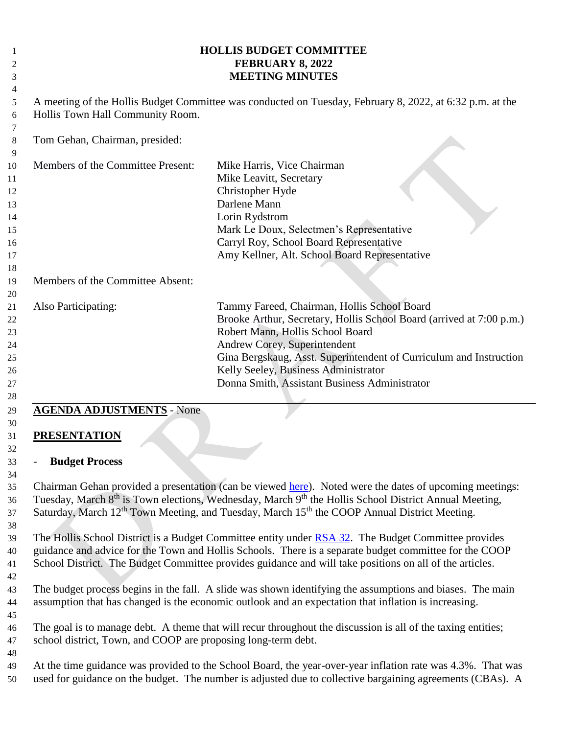# HOLLIS BUDGET COMMITTEE
## FEBRUARY 8, 2022
## MEETING MINUTES

A meeting of the Hollis Budget Committee was conducted on Tuesday, February 8, 2022, at 6:32 p.m. at the Hollis Town Hall Community Room.

Tom Gehan, Chairman, presided:

| | |
|---|---|
| Members of the Committee Present: | Mike Harris, Vice Chairman |
| | Mike Leavitt, Secretary |
| | Christopher Hyde |
| | Darlene Mann |
| | Lorin Rydstrom |
| | Mark Le Doux, Selectmen's Representative |
| | Carryl Roy, School Board Representative |
| | Amy Kellner, Alt. School Board Representative |
| Members of the Committee Absent: | |
| Also Participating: | Tammy Fareed, Chairman, Hollis School Board |
| | Brooke Arthur, Secretary, Hollis School Board (arrived at 7:00 p.m.) |
| | Robert Mann, Hollis School Board |
| | Andrew Corey, Superintendent |
| | Gina Bergskaug, Asst. Superintendent of Curriculum and Instruction |
| | Kelly Seeley, Business Administrator |
| | Donna Smith, Assistant Business Administrator |

**AGENDA ADJUSTMENTS** - None

**PRESENTATION**

- **Budget Process**

Chairman Gehan provided a presentation (can be viewed here). Noted were the dates of upcoming meetings: Tuesday, March 8th is Town elections, Wednesday, March 9th the Hollis School District Annual Meeting, Saturday, March 12th Town Meeting, and Tuesday, March 15th the COOP Annual District Meeting.

The Hollis School District is a Budget Committee entity under RSA 32. The Budget Committee provides guidance and advice for the Town and Hollis Schools. There is a separate budget committee for the COOP School District. The Budget Committee provides guidance and will take positions on all of the articles.

The budget process begins in the fall. A slide was shown identifying the assumptions and biases. The main assumption that has changed is the economic outlook and an expectation that inflation is increasing.

The goal is to manage debt. A theme that will recur throughout the discussion is all of the taxing entities; school district, Town, and COOP are proposing long-term debt.

At the time guidance was provided to the School Board, the year-over-year inflation rate was 4.3%. That was used for guidance on the budget. The number is adjusted due to collective bargaining agreements (CBAs). A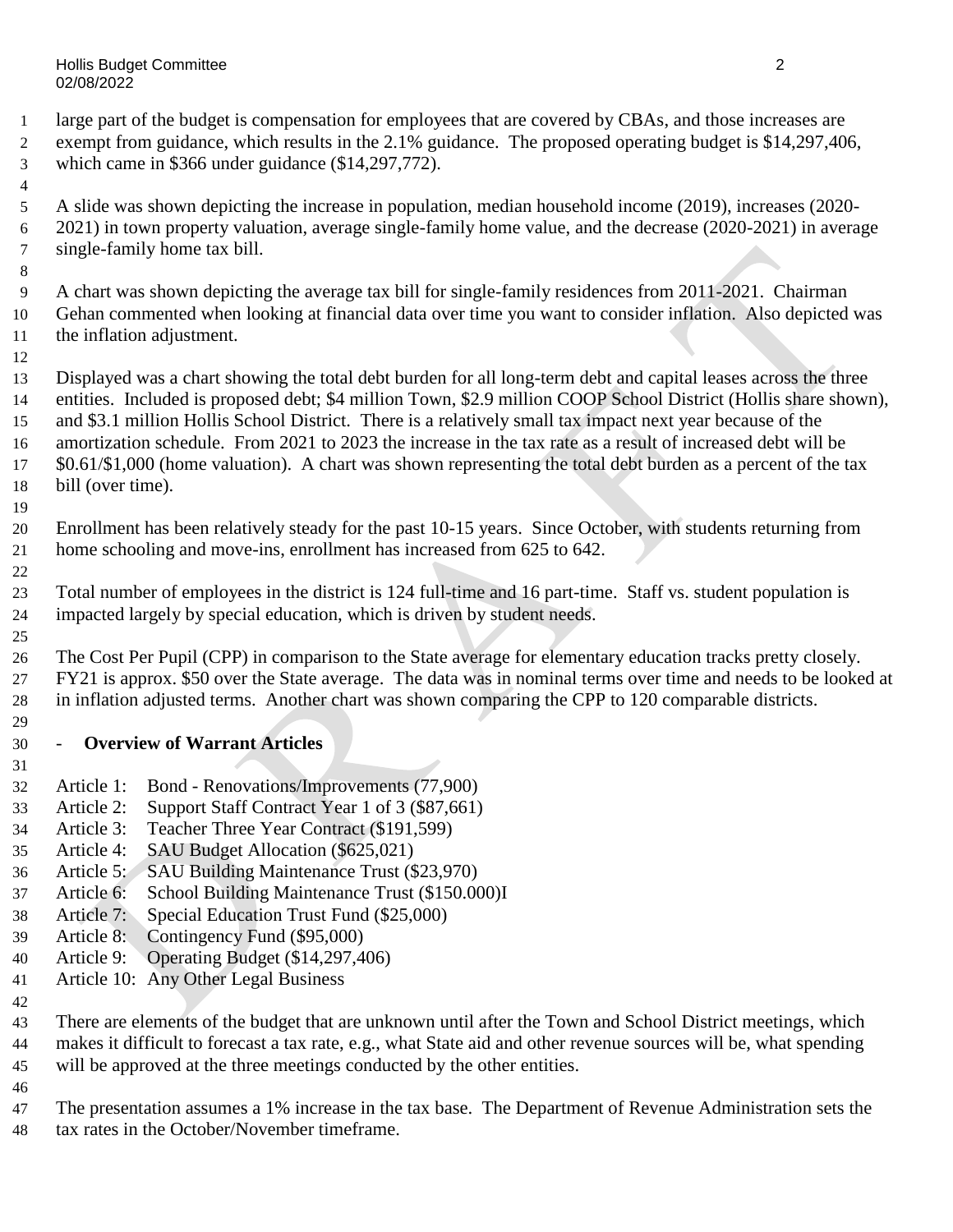large part of the budget is compensation for employees that are covered by CBAs, and those increases are exempt from guidance, which results in the 2.1% guidance. The proposed operating budget is $14,297,406, which came in $366 under guidance ($14,297,772).

A slide was shown depicting the increase in population, median household income (2019), increases (2020-2021) in town property valuation, average single-family home value, and the decrease (2020-2021) in average single-family home tax bill.

A chart was shown depicting the average tax bill for single-family residences from 2011-2021. Chairman Gehan commented when looking at financial data over time you want to consider inflation. Also depicted was the inflation adjustment.

Displayed was a chart showing the total debt burden for all long-term debt and capital leases across the three entities. Included is proposed debt; $4 million Town, $2.9 million COOP School District (Hollis share shown), and $3.1 million Hollis School District. There is a relatively small tax impact next year because of the amortization schedule. From 2021 to 2023 the increase in the tax rate as a result of increased debt will be $0.61/$1,000 (home valuation). A chart was shown representing the total debt burden as a percent of the tax bill (over time).

Enrollment has been relatively steady for the past 10-15 years. Since October, with students returning from home schooling and move-ins, enrollment has increased from 625 to 642.

Total number of employees in the district is 124 full-time and 16 part-time. Staff vs. student population is impacted largely by special education, which is driven by student needs.

The Cost Per Pupil (CPP) in comparison to the State average for elementary education tracks pretty closely. FY21 is approx. $50 over the State average. The data was in nominal terms over time and needs to be looked at in inflation adjusted terms. Another chart was shown comparing the CPP to 120 comparable districts.

- **Overview of Warrant Articles**

Article 1: Bond - Renovations/Improvements (77,900)
Article 2: Support Staff Contract Year 1 of 3 ($87,661)
Article 3: Teacher Three Year Contract ($191,599)
Article 4: SAU Budget Allocation ($625,021)
Article 5: SAU Building Maintenance Trust ($23,970)
Article 6: School Building Maintenance Trust ($150.000)I
Article 7: Special Education Trust Fund ($25,000)
Article 8: Contingency Fund ($95,000)
Article 9: Operating Budget ($14,297,406)
Article 10: Any Other Legal Business

There are elements of the budget that are unknown until after the Town and School District meetings, which makes it difficult to forecast a tax rate, e.g., what State aid and other revenue sources will be, what spending will be approved at the three meetings conducted by the other entities.

The presentation assumes a 1% increase in the tax base. The Department of Revenue Administration sets the tax rates in the October/November timeframe.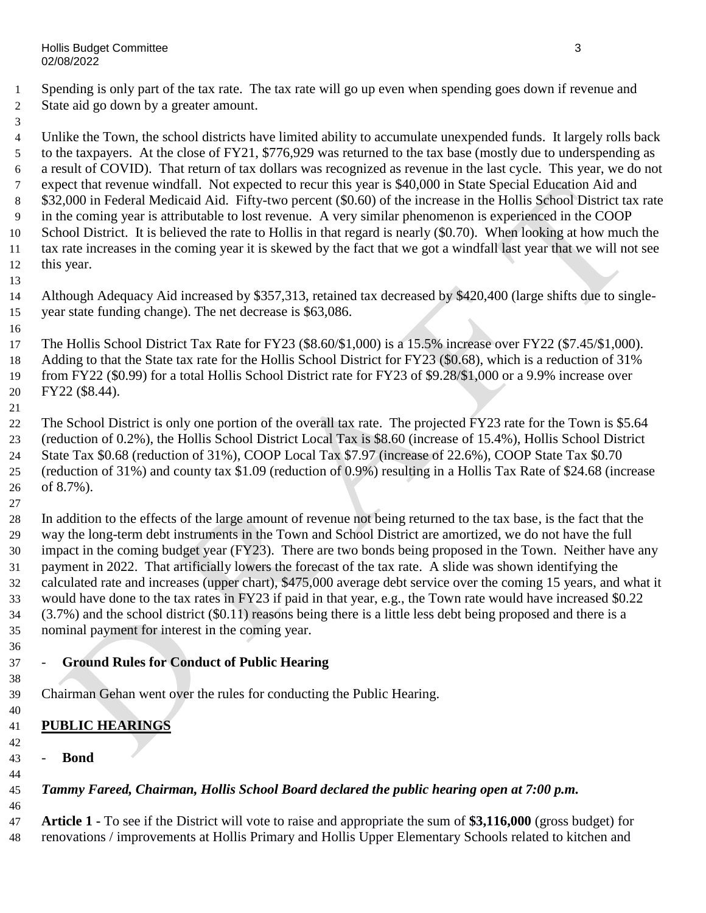Spending is only part of the tax rate. The tax rate will go up even when spending goes down if revenue and State aid go down by a greater amount.

Unlike the Town, the school districts have limited ability to accumulate unexpended funds. It largely rolls back to the taxpayers. At the close of FY21, $776,929 was returned to the tax base (mostly due to underspending as a result of COVID). That return of tax dollars was recognized as revenue in the last cycle. This year, we do not expect that revenue windfall. Not expected to recur this year is $40,000 in State Special Education Aid and $32,000 in Federal Medicaid Aid. Fifty-two percent ($0.60) of the increase in the Hollis School District tax rate in the coming year is attributable to lost revenue. A very similar phenomenon is experienced in the COOP School District. It is believed the rate to Hollis in that regard is nearly ($0.70). When looking at how much the tax rate increases in the coming year it is skewed by the fact that we got a windfall last year that we will not see this year.

Although Adequacy Aid increased by $357,313, retained tax decreased by $420,400 (large shifts due to single-year state funding change). The net decrease is $63,086.

The Hollis School District Tax Rate for FY23 ($8.60/$1,000) is a 15.5% increase over FY22 ($7.45/$1,000). Adding to that the State tax rate for the Hollis School District for FY23 ($0.68), which is a reduction of 31% from FY22 ($0.99) for a total Hollis School District rate for FY23 of $9.28/$1,000 or a 9.9% increase over FY22 ($8.44).

The School District is only one portion of the overall tax rate. The projected FY23 rate for the Town is $5.64 (reduction of 0.2%), the Hollis School District Local Tax is $8.60 (increase of 15.4%), Hollis School District State Tax $0.68 (reduction of 31%), COOP Local Tax $7.97 (increase of 22.6%), COOP State Tax $0.70 (reduction of 31%) and county tax $1.09 (reduction of 0.9%) resulting in a Hollis Tax Rate of $24.68 (increase of 8.7%).

In addition to the effects of the large amount of revenue not being returned to the tax base, is the fact that the way the long-term debt instruments in the Town and School District are amortized, we do not have the full impact in the coming budget year (FY23). There are two bonds being proposed in the Town. Neither have any payment in 2022. That artificially lowers the forecast of the tax rate. A slide was shown identifying the calculated rate and increases (upper chart), $475,000 average debt service over the coming 15 years, and what it would have done to the tax rates in FY23 if paid in that year, e.g., the Town rate would have increased $0.22 (3.7%) and the school district ($0.11) reasons being there is a little less debt being proposed and there is a nominal payment for interest in the coming year.

- **Ground Rules for Conduct of Public Hearing**

Chairman Gehan went over the rules for conducting the Public Hearing.

## PUBLIC HEARINGS

- **Bond**

***Tammy Fareed, Chairman, Hollis School Board declared the public hearing open at 7:00 p.m.***

**Article 1 -** To see if the District will vote to raise and appropriate the sum of **$3,116,000** (gross budget) for renovations / improvements at Hollis Primary and Hollis Upper Elementary Schools related to kitchen and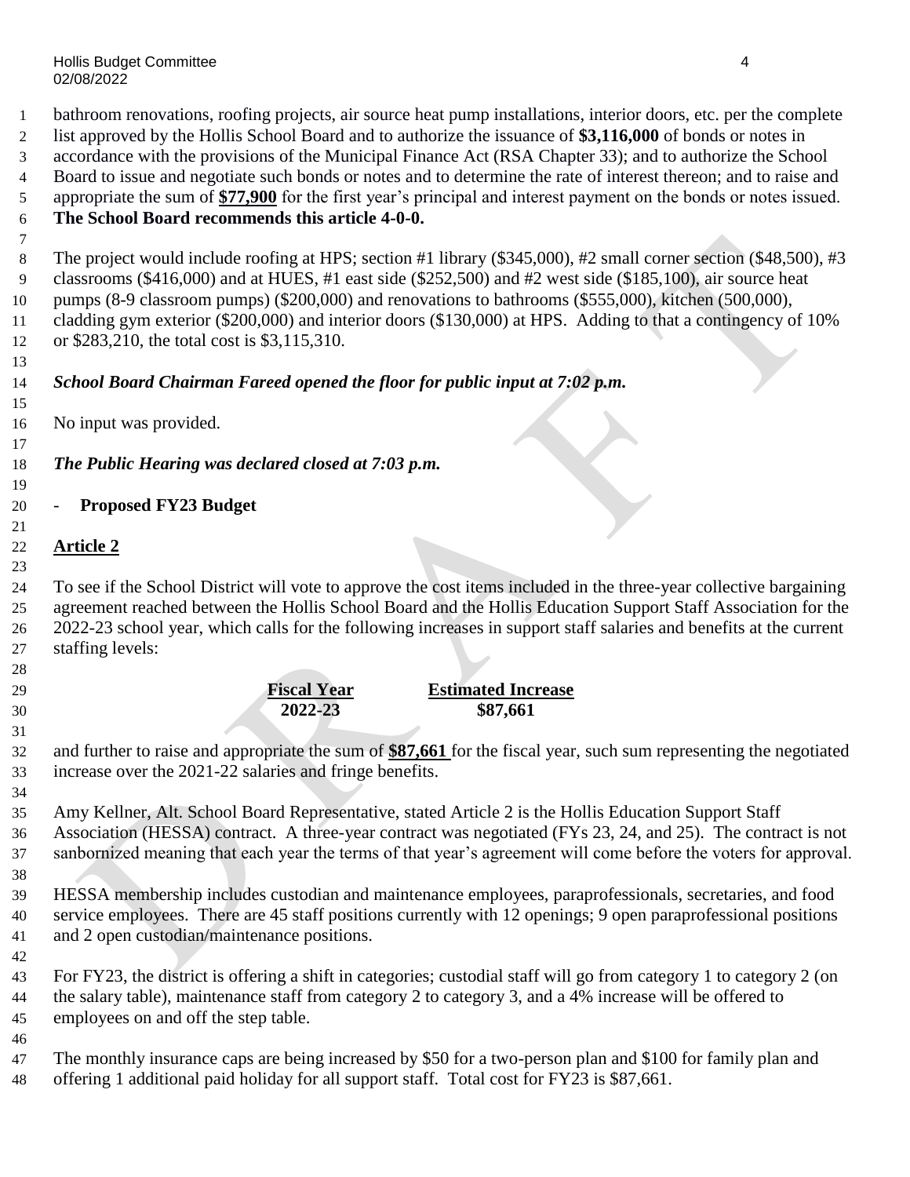bathroom renovations, roofing projects, air source heat pump installations, interior doors, etc. per the complete list approved by the Hollis School Board and to authorize the issuance of **$3,116,000** of bonds or notes in accordance with the provisions of the Municipal Finance Act (RSA Chapter 33); and to authorize the School Board to issue and negotiate such bonds or notes and to determine the rate of interest thereon; and to raise and appropriate the sum of **$77,900** for the first year's principal and interest payment on the bonds or notes issued. **The School Board recommends this article 4-0-0.**

The project would include roofing at HPS; section #1 library ($345,000), #2 small corner section ($48,500), #3 classrooms ($416,000) and at HUES, #1 east side ($252,500) and #2 west side ($185,100), air source heat pumps (8-9 classroom pumps) ($200,000) and renovations to bathrooms ($555,000), kitchen (500,000), cladding gym exterior ($200,000) and interior doors ($130,000) at HPS. Adding to that a contingency of 10% or $283,210, the total cost is $3,115,310.

***School Board Chairman Fareed opened the floor for public input at 7:02 p.m.***

No input was provided.

***The Public Hearing was declared closed at 7:03 p.m.***

- **Proposed FY23 Budget**

**Article 2**

To see if the School District will vote to approve the cost items included in the three-year collective bargaining agreement reached between the Hollis School Board and the Hollis Education Support Staff Association for the 2022-23 school year, which calls for the following increases in support staff salaries and benefits at the current staffing levels:

| Fiscal Year | Estimated Increase |
|---|---|
| 2022-23 | $87,661 |

and further to raise and appropriate the sum of **$87,661** for the fiscal year, such sum representing the negotiated increase over the 2021-22 salaries and fringe benefits.

Amy Kellner, Alt. School Board Representative, stated Article 2 is the Hollis Education Support Staff Association (HESSA) contract. A three-year contract was negotiated (FYs 23, 24, and 25). The contract is not sanbornized meaning that each year the terms of that year's agreement will come before the voters for approval.

HESSA membership includes custodian and maintenance employees, paraprofessionals, secretaries, and food service employees. There are 45 staff positions currently with 12 openings; 9 open paraprofessional positions and 2 open custodian/maintenance positions.

For FY23, the district is offering a shift in categories; custodial staff will go from category 1 to category 2 (on the salary table), maintenance staff from category 2 to category 3, and a 4% increase will be offered to employees on and off the step table.

The monthly insurance caps are being increased by $50 for a two-person plan and $100 for family plan and offering 1 additional paid holiday for all support staff. Total cost for FY23 is $87,661.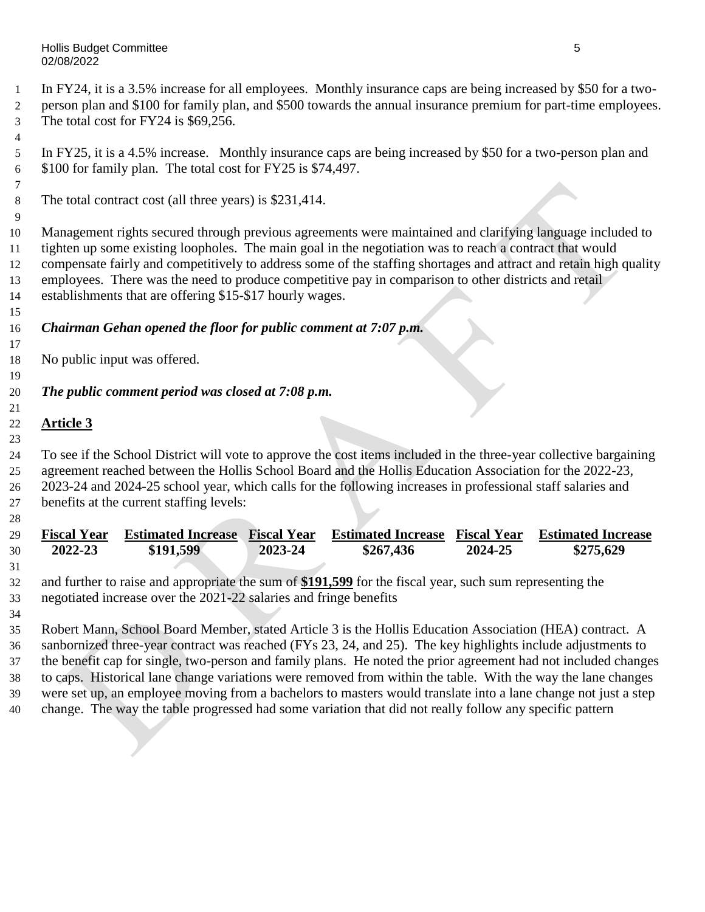In FY24, it is a 3.5% increase for all employees. Monthly insurance caps are being increased by $50 for a two-person plan and $100 for family plan, and $500 towards the annual insurance premium for part-time employees. The total cost for FY24 is $69,256.

In FY25, it is a 4.5% increase. Monthly insurance caps are being increased by $50 for a two-person plan and $100 for family plan. The total cost for FY25 is $74,497.

The total contract cost (all three years) is $231,414.

Management rights secured through previous agreements were maintained and clarifying language included to tighten up some existing loopholes. The main goal in the negotiation was to reach a contract that would compensate fairly and competitively to address some of the staffing shortages and attract and retain high quality employees. There was the need to produce competitive pay in comparison to other districts and retail establishments that are offering $15-$17 hourly wages.

***Chairman Gehan opened the floor for public comment at 7:07 p.m.***

No public input was offered.

***The public comment period was closed at 7:08 p.m.***

## Article 3

To see if the School District will vote to approve the cost items included in the three-year collective bargaining agreement reached between the Hollis School Board and the Hollis Education Association for the 2022-23, 2023-24 and 2024-25 school year, which calls for the following increases in professional staff salaries and benefits at the current staffing levels:

| Fiscal Year | Estimated Increase | Fiscal Year | Estimated Increase | Fiscal Year | Estimated Increase |
|---|---|---|---|---|---|
| **2022-23** | **$191,599** | **2023-24** | **$267,436** | **2024-25** | **$275,629** |

and further to raise and appropriate the sum of **$191,599** for the fiscal year, such sum representing the negotiated increase over the 2021-22 salaries and fringe benefits

Robert Mann, School Board Member, stated Article 3 is the Hollis Education Association (HEA) contract. A sanbornized three-year contract was reached (FYs 23, 24, and 25). The key highlights include adjustments to the benefit cap for single, two-person and family plans. He noted the prior agreement had not included changes to caps. Historical lane change variations were removed from within the table. With the way the lane changes were set up, an employee moving from a bachelors to masters would translate into a lane change not just a step change. The way the table progressed had some variation that did not really follow any specific pattern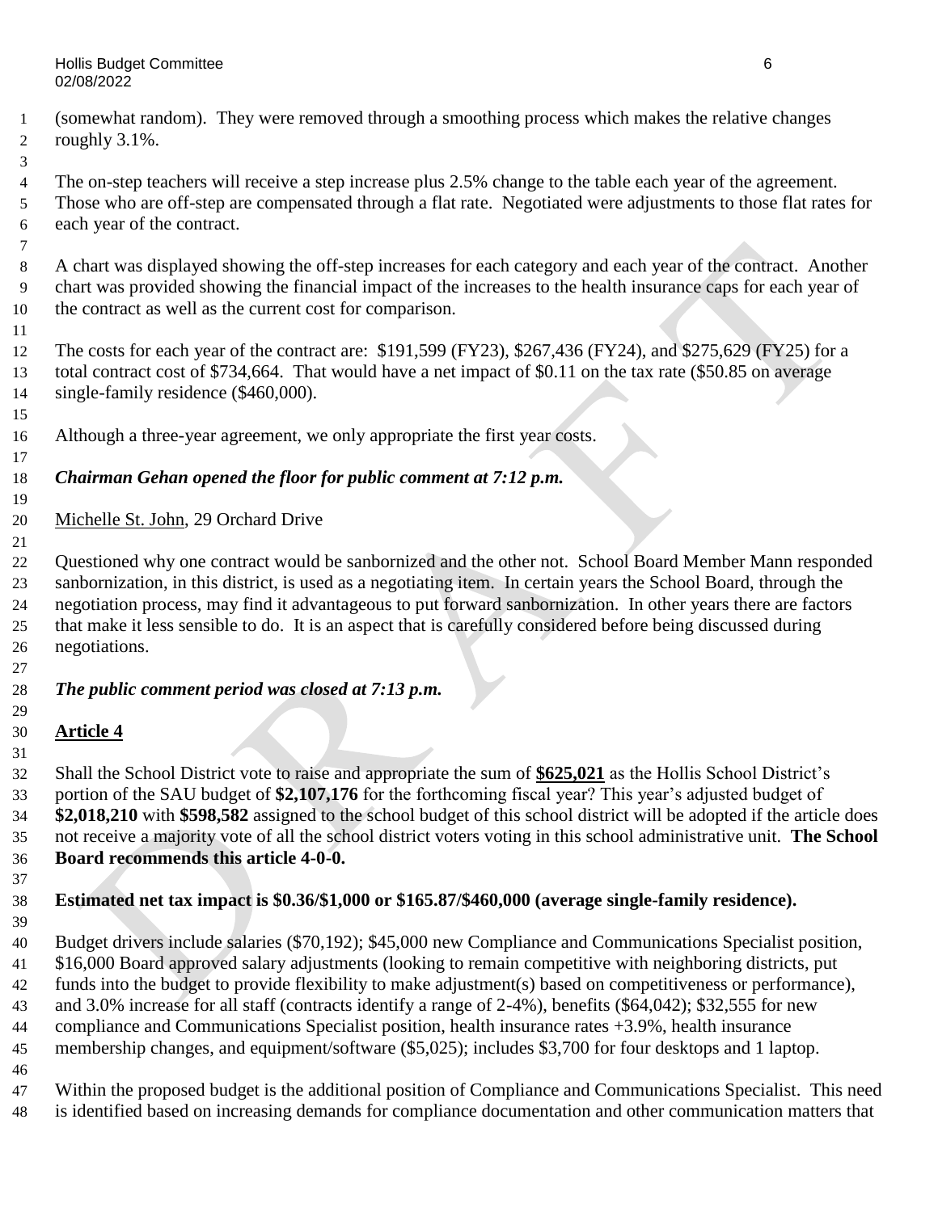(somewhat random). They were removed through a smoothing process which makes the relative changes roughly 3.1%.

The on-step teachers will receive a step increase plus 2.5% change to the table each year of the agreement. Those who are off-step are compensated through a flat rate. Negotiated were adjustments to those flat rates for each year of the contract.

A chart was displayed showing the off-step increases for each category and each year of the contract. Another chart was provided showing the financial impact of the increases to the health insurance caps for each year of the contract as well as the current cost for comparison.

The costs for each year of the contract are: $191,599 (FY23), $267,436 (FY24), and $275,629 (FY25) for a total contract cost of $734,664. That would have a net impact of $0.11 on the tax rate ($50.85 on average single-family residence ($460,000).

Although a three-year agreement, we only appropriate the first year costs.

***Chairman Gehan opened the floor for public comment at 7:12 p.m.***

Michelle St. John, 29 Orchard Drive

Questioned why one contract would be sanbornized and the other not. School Board Member Mann responded sanbornization, in this district, is used as a negotiating item. In certain years the School Board, through the negotiation process, may find it advantageous to put forward sanbornization. In other years there are factors that make it less sensible to do. It is an aspect that is carefully considered before being discussed during negotiations.

***The public comment period was closed at 7:13 p.m.***

**Article 4**

Shall the School District vote to raise and appropriate the sum of **$625,021** as the Hollis School District's portion of the SAU budget of **$2,107,176** for the forthcoming fiscal year? This year's adjusted budget of **$2,018,210** with **$598,582** assigned to the school budget of this school district will be adopted if the article does not receive a majority vote of all the school district voters voting in this school administrative unit. **The School Board recommends this article 4-0-0.**

**Estimated net tax impact is $0.36/$1,000 or $165.87/$460,000 (average single-family residence).**

Budget drivers include salaries ($70,192); $45,000 new Compliance and Communications Specialist position, $16,000 Board approved salary adjustments (looking to remain competitive with neighboring districts, put funds into the budget to provide flexibility to make adjustment(s) based on competitiveness or performance), and 3.0% increase for all staff (contracts identify a range of 2-4%), benefits ($64,042); $32,555 for new compliance and Communications Specialist position, health insurance rates +3.9%, health insurance membership changes, and equipment/software ($5,025); includes $3,700 for four desktops and 1 laptop.

Within the proposed budget is the additional position of Compliance and Communications Specialist. This need is identified based on increasing demands for compliance documentation and other communication matters that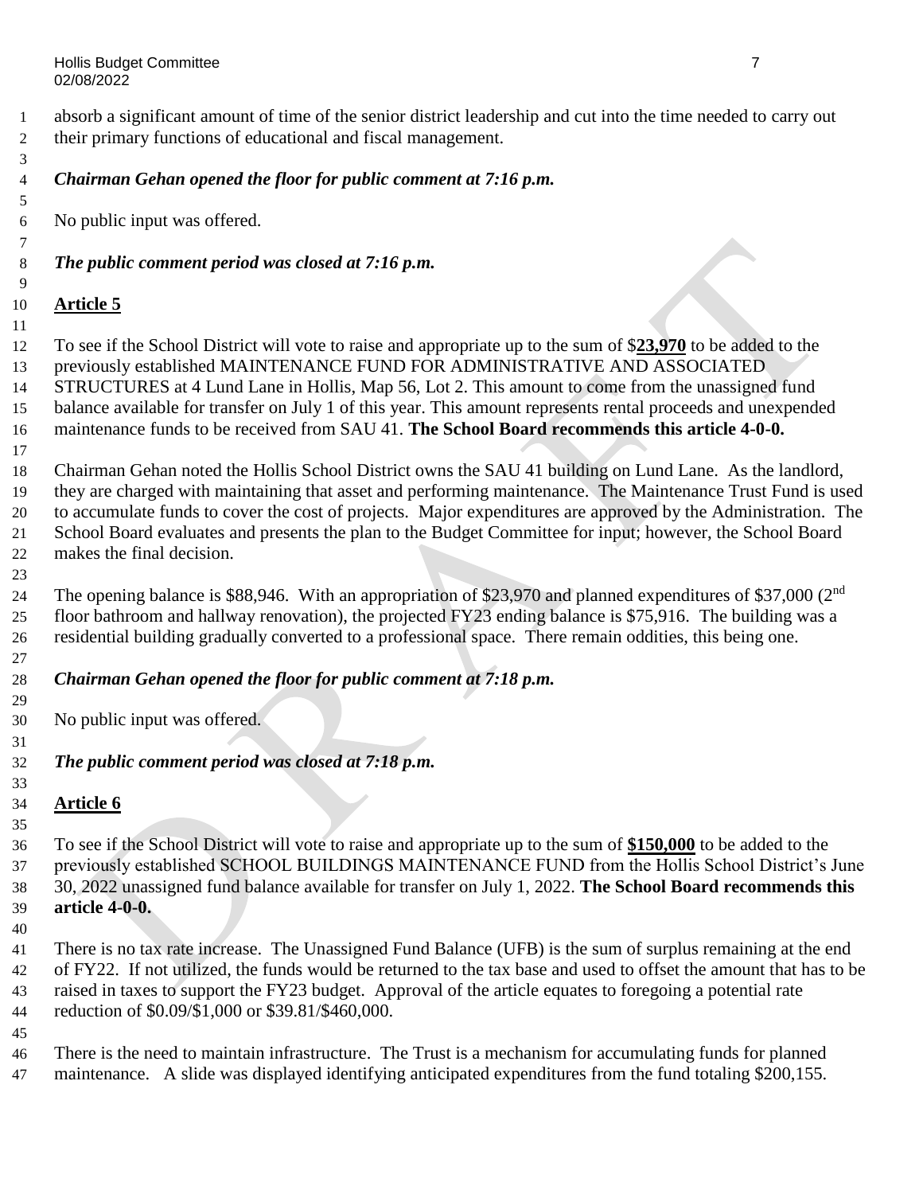absorb a significant amount of time of the senior district leadership and cut into the time needed to carry out their primary functions of educational and fiscal management.

***Chairman Gehan opened the floor for public comment at 7:16 p.m.***

No public input was offered.

***The public comment period was closed at 7:16 p.m.***

**Article 5**

To see if the School District will vote to raise and appropriate up to the sum of $**23,970** to be added to the previously established MAINTENANCE FUND FOR ADMINISTRATIVE AND ASSOCIATED STRUCTURES at 4 Lund Lane in Hollis, Map 56, Lot 2. This amount to come from the unassigned fund balance available for transfer on July 1 of this year. This amount represents rental proceeds and unexpended maintenance funds to be received from SAU 41. **The School Board recommends this article 4-0-0.**

Chairman Gehan noted the Hollis School District owns the SAU 41 building on Lund Lane. As the landlord, they are charged with maintaining that asset and performing maintenance. The Maintenance Trust Fund is used to accumulate funds to cover the cost of projects. Major expenditures are approved by the Administration. The School Board evaluates and presents the plan to the Budget Committee for input; however, the School Board makes the final decision.

The opening balance is $88,946. With an appropriation of $23,970 and planned expenditures of $37,000 (2nd floor bathroom and hallway renovation), the projected FY23 ending balance is $75,916. The building was a residential building gradually converted to a professional space. There remain oddities, this being one.

***Chairman Gehan opened the floor for public comment at 7:18 p.m.***

No public input was offered.

***The public comment period was closed at 7:18 p.m.***

**Article 6**

To see if the School District will vote to raise and appropriate up to the sum of **$150,000** to be added to the previously established SCHOOL BUILDINGS MAINTENANCE FUND from the Hollis School District's June 30, 2022 unassigned fund balance available for transfer on July 1, 2022. **The School Board recommends this article 4-0-0.**

There is no tax rate increase. The Unassigned Fund Balance (UFB) is the sum of surplus remaining at the end of FY22. If not utilized, the funds would be returned to the tax base and used to offset the amount that has to be raised in taxes to support the FY23 budget. Approval of the article equates to foregoing a potential rate reduction of $0.09/$1,000 or $39.81/$460,000.

There is the need to maintain infrastructure. The Trust is a mechanism for accumulating funds for planned maintenance. A slide was displayed identifying anticipated expenditures from the fund totaling $200,155.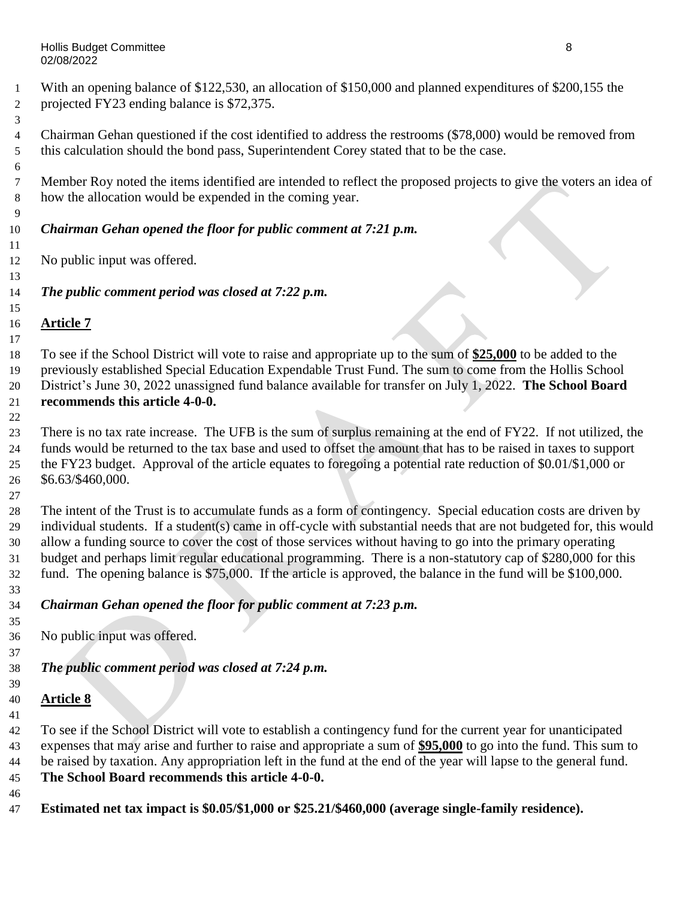With an opening balance of $122,530, an allocation of $150,000 and planned expenditures of $200,155 the projected FY23 ending balance is $72,375.

Chairman Gehan questioned if the cost identified to address the restrooms ($78,000) would be removed from this calculation should the bond pass, Superintendent Corey stated that to be the case.

Member Roy noted the items identified are intended to reflect the proposed projects to give the voters an idea of how the allocation would be expended in the coming year.

***Chairman Gehan opened the floor for public comment at 7:21 p.m.***

No public input was offered.

***The public comment period was closed at 7:22 p.m.***

## Article 7

To see if the School District will vote to raise and appropriate up to the sum of **$25,000** to be added to the previously established Special Education Expendable Trust Fund. The sum to come from the Hollis School District's June 30, 2022 unassigned fund balance available for transfer on July 1, 2022. **The School Board recommends this article 4-0-0.**

There is no tax rate increase. The UFB is the sum of surplus remaining at the end of FY22. If not utilized, the funds would be returned to the tax base and used to offset the amount that has to be raised in taxes to support the FY23 budget. Approval of the article equates to foregoing a potential rate reduction of $0.01/$1,000 or $6.63/$460,000.

The intent of the Trust is to accumulate funds as a form of contingency. Special education costs are driven by individual students. If a student(s) came in off-cycle with substantial needs that are not budgeted for, this would allow a funding source to cover the cost of those services without having to go into the primary operating budget and perhaps limit regular educational programming. There is a non-statutory cap of $280,000 for this fund. The opening balance is $75,000. If the article is approved, the balance in the fund will be $100,000.

***Chairman Gehan opened the floor for public comment at 7:23 p.m.***

No public input was offered.

***The public comment period was closed at 7:24 p.m.***

## Article 8

To see if the School District will vote to establish a contingency fund for the current year for unanticipated expenses that may arise and further to raise and appropriate a sum of **$95,000** to go into the fund. This sum to be raised by taxation. Any appropriation left in the fund at the end of the year will lapse to the general fund. **The School Board recommends this article 4-0-0.**

**Estimated net tax impact is $0.05/$1,000 or $25.21/$460,000 (average single-family residence).**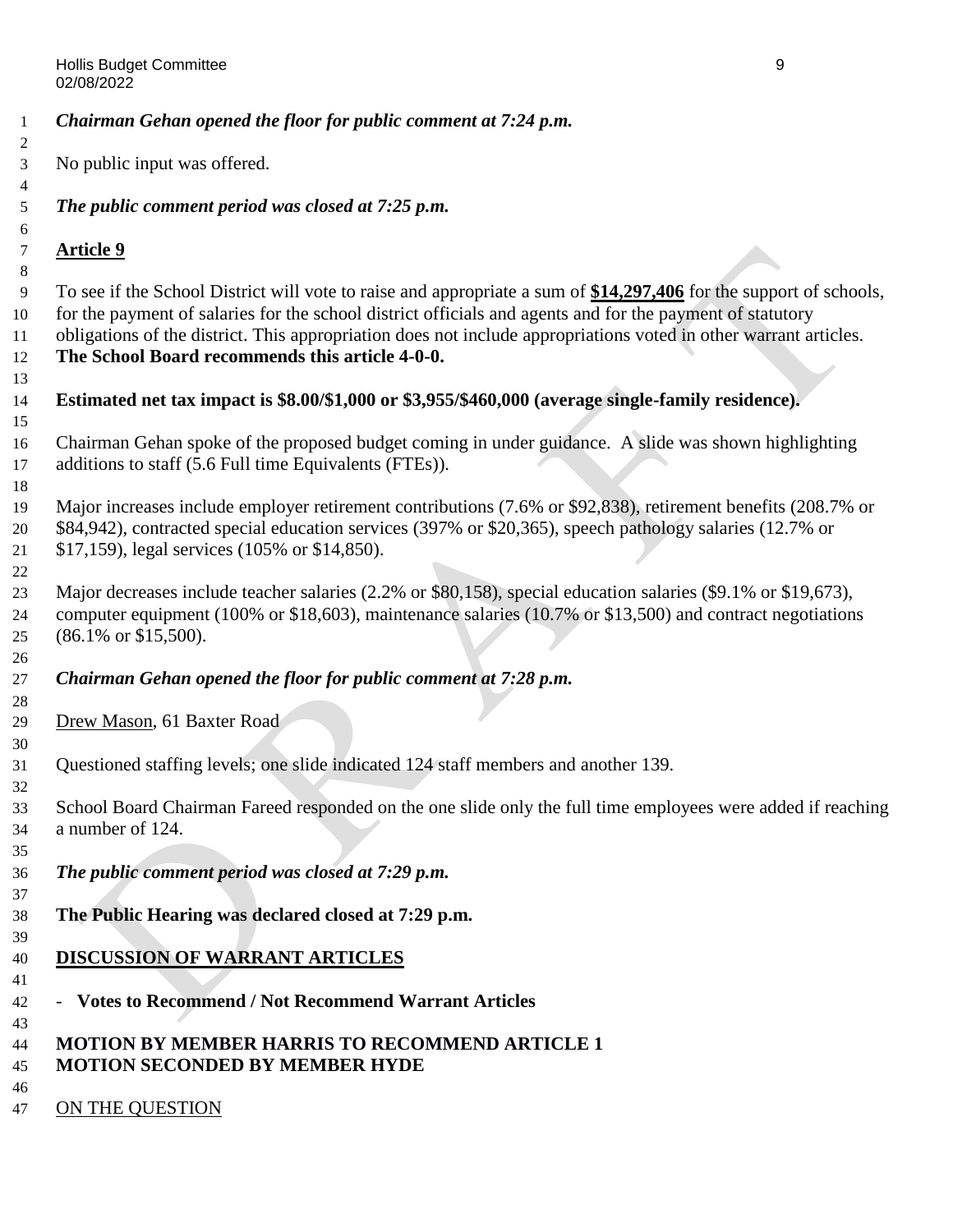*Chairman Gehan opened the floor for public comment at 7:24 p.m.*

No public input was offered.

*The public comment period was closed at 7:25 p.m.*

**Article 9**

To see if the School District will vote to raise and appropriate a sum of **$14,297,406** for the support of schools, for the payment of salaries for the school district officials and agents and for the payment of statutory obligations of the district. This appropriation does not include appropriations voted in other warrant articles. **The School Board recommends this article 4-0-0.**

**Estimated net tax impact is $8.00/$1,000 or $3,955/$460,000 (average single-family residence).**

Chairman Gehan spoke of the proposed budget coming in under guidance. A slide was shown highlighting additions to staff (5.6 Full time Equivalents (FTEs)).

Major increases include employer retirement contributions (7.6% or $92,838), retirement benefits (208.7% or $84,942), contracted special education services (397% or $20,365), speech pathology salaries (12.7% or $17,159), legal services (105% or $14,850).

Major decreases include teacher salaries (2.2% or $80,158), special education salaries ($9.1% or $19,673), computer equipment (100% or $18,603), maintenance salaries (10.7% or $13,500) and contract negotiations (86.1% or $15,500).

*Chairman Gehan opened the floor for public comment at 7:28 p.m.*

Drew Mason, 61 Baxter Road

Questioned staffing levels; one slide indicated 124 staff members and another 139.

School Board Chairman Fareed responded on the one slide only the full time employees were added if reaching a number of 124.

*The public comment period was closed at 7:29 p.m.*

**The Public Hearing was declared closed at 7:29 p.m.**

**DISCUSSION OF WARRANT ARTICLES**

- **Votes to Recommend / Not Recommend Warrant Articles**

**MOTION BY MEMBER HARRIS TO RECOMMEND ARTICLE 1**
**MOTION SECONDED BY MEMBER HYDE**

ON THE QUESTION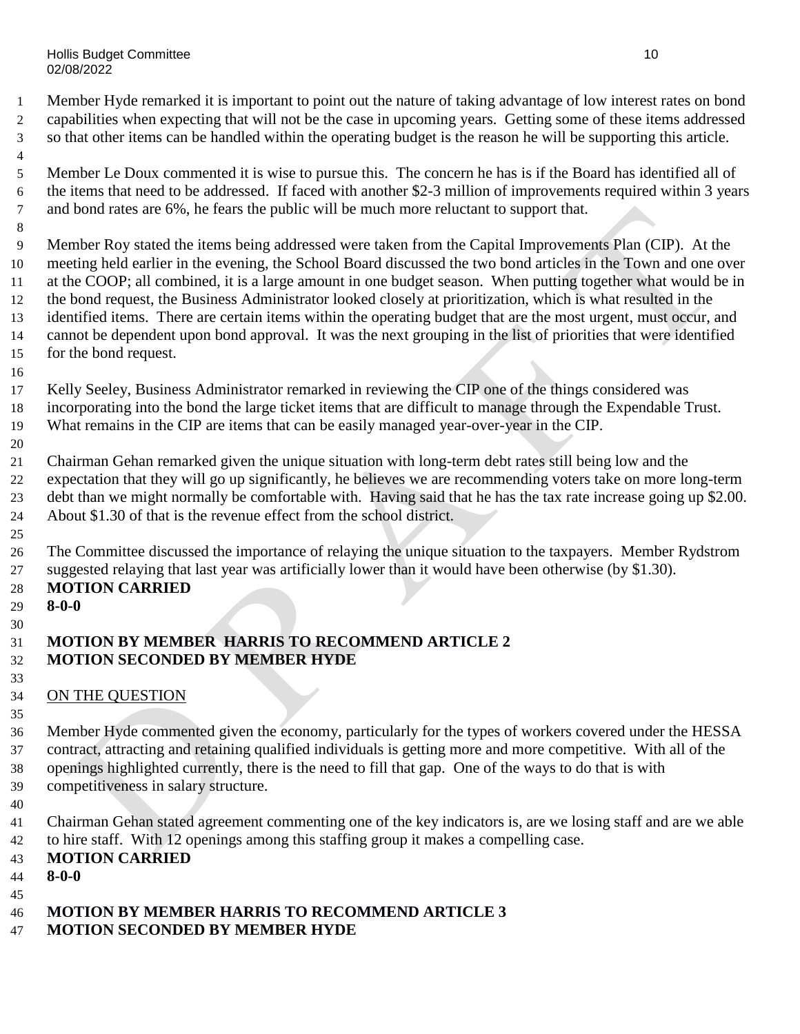Member Hyde remarked it is important to point out the nature of taking advantage of low interest rates on bond capabilities when expecting that will not be the case in upcoming years. Getting some of these items addressed so that other items can be handled within the operating budget is the reason he will be supporting this article.

Member Le Doux commented it is wise to pursue this. The concern he has is if the Board has identified all of the items that need to be addressed. If faced with another $2-3 million of improvements required within 3 years and bond rates are 6%, he fears the public will be much more reluctant to support that.

Member Roy stated the items being addressed were taken from the Capital Improvements Plan (CIP). At the meeting held earlier in the evening, the School Board discussed the two bond articles in the Town and one over at the COOP; all combined, it is a large amount in one budget season. When putting together what would be in the bond request, the Business Administrator looked closely at prioritization, which is what resulted in the identified items. There are certain items within the operating budget that are the most urgent, must occur, and cannot be dependent upon bond approval. It was the next grouping in the list of priorities that were identified for the bond request.

Kelly Seeley, Business Administrator remarked in reviewing the CIP one of the things considered was incorporating into the bond the large ticket items that are difficult to manage through the Expendable Trust. What remains in the CIP are items that can be easily managed year-over-year in the CIP.

Chairman Gehan remarked given the unique situation with long-term debt rates still being low and the expectation that they will go up significantly, he believes we are recommending voters take on more long-term debt than we might normally be comfortable with. Having said that he has the tax rate increase going up $2.00. About $1.30 of that is the revenue effect from the school district.

The Committee discussed the importance of relaying the unique situation to the taxpayers. Member Rydstrom suggested relaying that last year was artificially lower than it would have been otherwise (by $1.30).

**MOTION CARRIED**
**8-0-0**

**MOTION BY MEMBER HARRIS TO RECOMMEND ARTICLE 2**
**MOTION SECONDED BY MEMBER HYDE**

ON THE QUESTION

Member Hyde commented given the economy, particularly for the types of workers covered under the HESSA contract, attracting and retaining qualified individuals is getting more and more competitive. With all of the openings highlighted currently, there is the need to fill that gap. One of the ways to do that is with competitiveness in salary structure.

Chairman Gehan stated agreement commenting one of the key indicators is, are we losing staff and are we able to hire staff. With 12 openings among this staffing group it makes a compelling case.

**MOTION CARRIED**
**8-0-0**

**MOTION BY MEMBER HARRIS TO RECOMMEND ARTICLE 3**
**MOTION SECONDED BY MEMBER HYDE**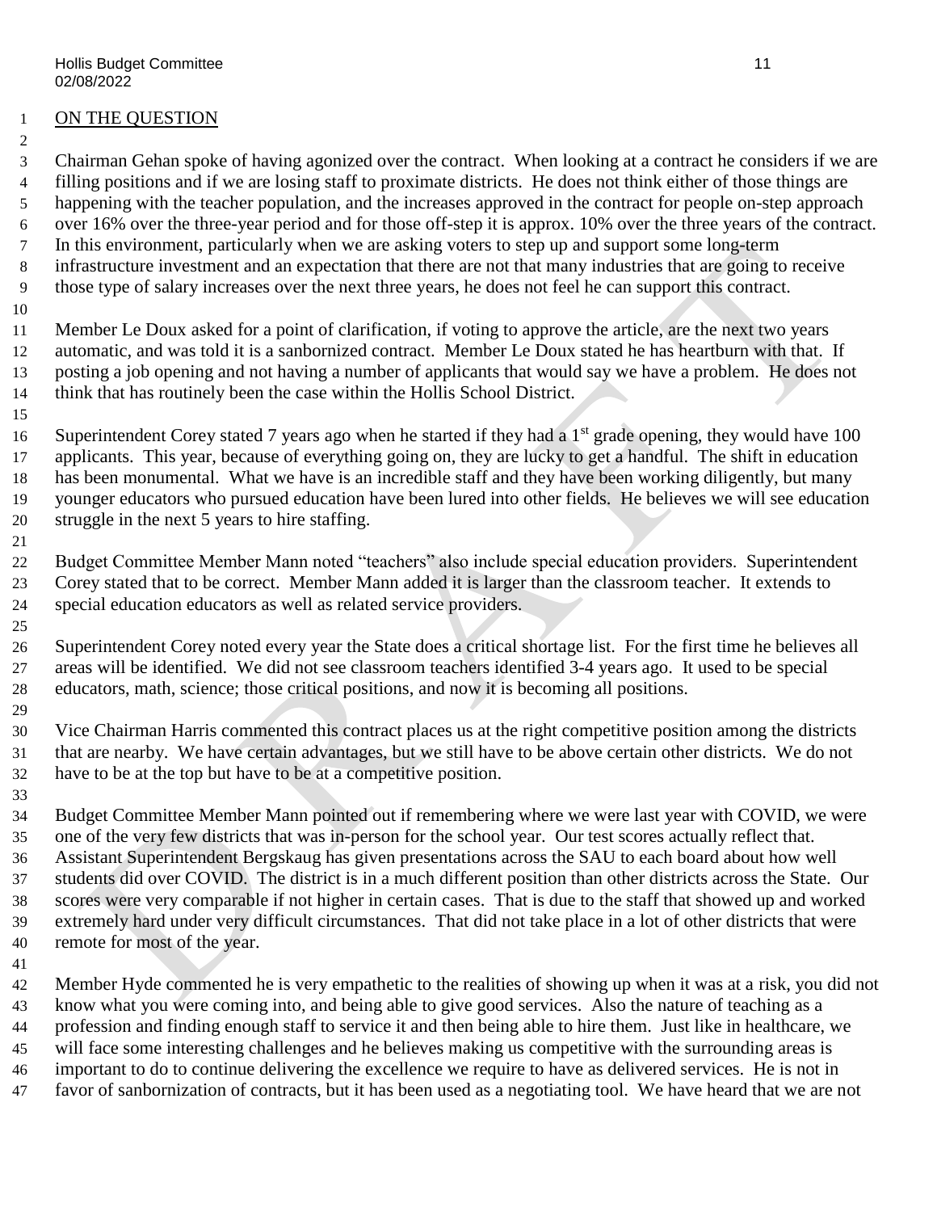ON THE QUESTION

Chairman Gehan spoke of having agonized over the contract. When looking at a contract he considers if we are filling positions and if we are losing staff to proximate districts. He does not think either of those things are happening with the teacher population, and the increases approved in the contract for people on-step approach over 16% over the three-year period and for those off-step it is approx. 10% over the three years of the contract. In this environment, particularly when we are asking voters to step up and support some long-term infrastructure investment and an expectation that there are not that many industries that are going to receive those type of salary increases over the next three years, he does not feel he can support this contract.

Member Le Doux asked for a point of clarification, if voting to approve the article, are the next two years automatic, and was told it is a sanbornized contract. Member Le Doux stated he has heartburn with that. If posting a job opening and not having a number of applicants that would say we have a problem. He does not think that has routinely been the case within the Hollis School District.

Superintendent Corey stated 7 years ago when he started if they had a 1st grade opening, they would have 100 applicants. This year, because of everything going on, they are lucky to get a handful. The shift in education has been monumental. What we have is an incredible staff and they have been working diligently, but many younger educators who pursued education have been lured into other fields. He believes we will see education struggle in the next 5 years to hire staffing.

Budget Committee Member Mann noted "teachers" also include special education providers. Superintendent Corey stated that to be correct. Member Mann added it is larger than the classroom teacher. It extends to special education educators as well as related service providers.

Superintendent Corey noted every year the State does a critical shortage list. For the first time he believes all areas will be identified. We did not see classroom teachers identified 3-4 years ago. It used to be special educators, math, science; those critical positions, and now it is becoming all positions.

Vice Chairman Harris commented this contract places us at the right competitive position among the districts that are nearby. We have certain advantages, but we still have to be above certain other districts. We do not have to be at the top but have to be at a competitive position.

Budget Committee Member Mann pointed out if remembering where we were last year with COVID, we were one of the very few districts that was in-person for the school year. Our test scores actually reflect that. Assistant Superintendent Bergskaug has given presentations across the SAU to each board about how well students did over COVID. The district is in a much different position than other districts across the State. Our scores were very comparable if not higher in certain cases. That is due to the staff that showed up and worked extremely hard under very difficult circumstances. That did not take place in a lot of other districts that were remote for most of the year.

Member Hyde commented he is very empathetic to the realities of showing up when it was at a risk, you did not know what you were coming into, and being able to give good services. Also the nature of teaching as a profession and finding enough staff to service it and then being able to hire them. Just like in healthcare, we will face some interesting challenges and he believes making us competitive with the surrounding areas is important to do to continue delivering the excellence we require to have as delivered services. He is not in favor of sanbornization of contracts, but it has been used as a negotiating tool. We have heard that we are not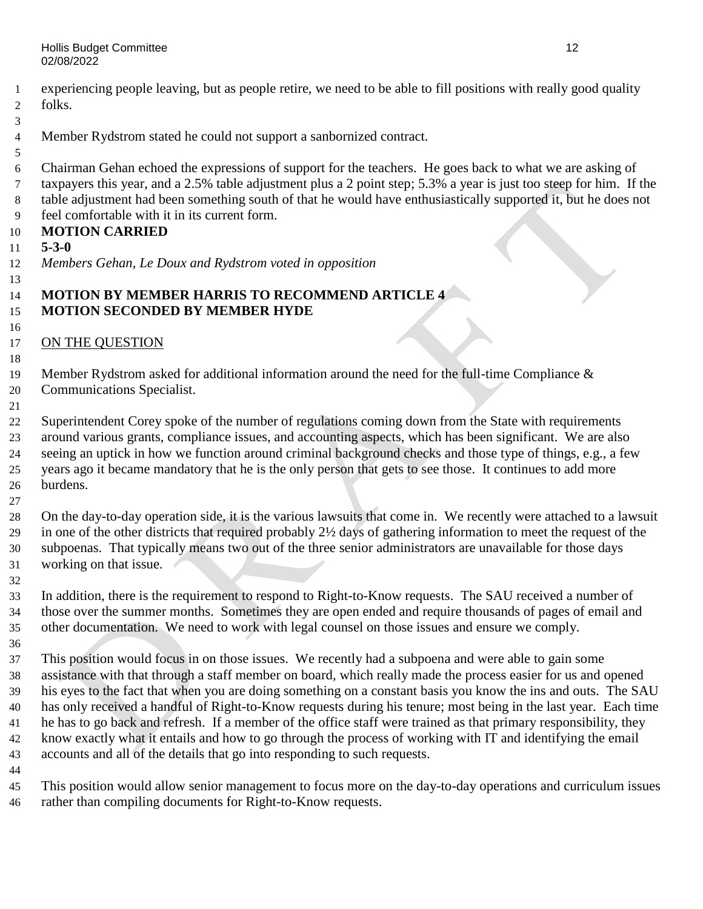experiencing people leaving, but as people retire, we need to be able to fill positions with really good quality folks.

Member Rydstrom stated he could not support a sanbornized contract.

Chairman Gehan echoed the expressions of support for the teachers. He goes back to what we are asking of taxpayers this year, and a 2.5% table adjustment plus a 2 point step; 5.3% a year is just too steep for him. If the table adjustment had been something south of that he would have enthusiastically supported it, but he does not feel comfortable with it in its current form.

**MOTION CARRIED**

**5-3-0**

*Members Gehan, Le Doux and Rydstrom voted in opposition*

**MOTION BY MEMBER HARRIS TO RECOMMEND ARTICLE 4**

**MOTION SECONDED BY MEMBER HYDE**

ON THE QUESTION

Member Rydstrom asked for additional information around the need for the full-time Compliance & Communications Specialist.

Superintendent Corey spoke of the number of regulations coming down from the State with requirements around various grants, compliance issues, and accounting aspects, which has been significant. We are also seeing an uptick in how we function around criminal background checks and those type of things, e.g., a few years ago it became mandatory that he is the only person that gets to see those. It continues to add more burdens.

On the day-to-day operation side, it is the various lawsuits that come in. We recently were attached to a lawsuit in one of the other districts that required probably 2½ days of gathering information to meet the request of the subpoenas. That typically means two out of the three senior administrators are unavailable for those days working on that issue.

In addition, there is the requirement to respond to Right-to-Know requests. The SAU received a number of those over the summer months. Sometimes they are open ended and require thousands of pages of email and other documentation. We need to work with legal counsel on those issues and ensure we comply.

This position would focus in on those issues. We recently had a subpoena and were able to gain some assistance with that through a staff member on board, which really made the process easier for us and opened his eyes to the fact that when you are doing something on a constant basis you know the ins and outs. The SAU has only received a handful of Right-to-Know requests during his tenure; most being in the last year. Each time he has to go back and refresh. If a member of the office staff were trained as that primary responsibility, they know exactly what it entails and how to go through the process of working with IT and identifying the email accounts and all of the details that go into responding to such requests.

This position would allow senior management to focus more on the day-to-day operations and curriculum issues rather than compiling documents for Right-to-Know requests.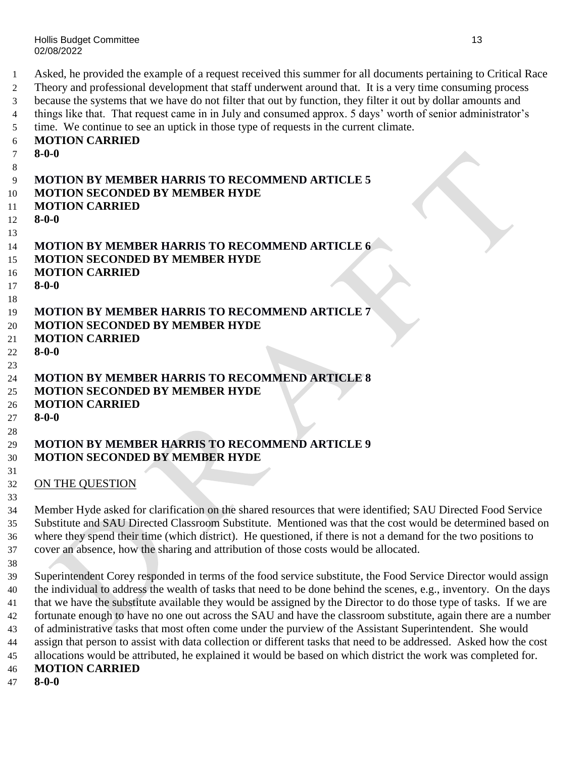Asked, he provided the example of a request received this summer for all documents pertaining to Critical Race Theory and professional development that staff underwent around that. It is a very time consuming process because the systems that we have do not filter that out by function, they filter it out by dollar amounts and things like that. That request came in in July and consumed approx. 5 days' worth of senior administrator's time. We continue to see an uptick in those type of requests in the current climate.

**MOTION CARRIED**
**8-0-0**

**MOTION BY MEMBER HARRIS TO RECOMMEND ARTICLE 5**
**MOTION SECONDED BY MEMBER HYDE**
**MOTION CARRIED**
**8-0-0**

**MOTION BY MEMBER HARRIS TO RECOMMEND ARTICLE 6**
**MOTION SECONDED BY MEMBER HYDE**
**MOTION CARRIED**
**8-0-0**

**MOTION BY MEMBER HARRIS TO RECOMMEND ARTICLE 7**
**MOTION SECONDED BY MEMBER HYDE**
**MOTION CARRIED**
**8-0-0**

**MOTION BY MEMBER HARRIS TO RECOMMEND ARTICLE 8**
**MOTION SECONDED BY MEMBER HYDE**
**MOTION CARRIED**
**8-0-0**

**MOTION BY MEMBER HARRIS TO RECOMMEND ARTICLE 9**
**MOTION SECONDED BY MEMBER HYDE**

<u>ON THE QUESTION</u>

Member Hyde asked for clarification on the shared resources that were identified; SAU Directed Food Service Substitute and SAU Directed Classroom Substitute. Mentioned was that the cost would be determined based on where they spend their time (which district). He questioned, if there is not a demand for the two positions to cover an absence, how the sharing and attribution of those costs would be allocated.

Superintendent Corey responded in terms of the food service substitute, the Food Service Director would assign the individual to address the wealth of tasks that need to be done behind the scenes, e.g., inventory. On the days that we have the substitute available they would be assigned by the Director to do those type of tasks. If we are fortunate enough to have no one out across the SAU and have the classroom substitute, again there are a number of administrative tasks that most often come under the purview of the Assistant Superintendent. She would assign that person to assist with data collection or different tasks that need to be addressed. Asked how the cost allocations would be attributed, he explained it would be based on which district the work was completed for.

**MOTION CARRIED**
**8-0-0**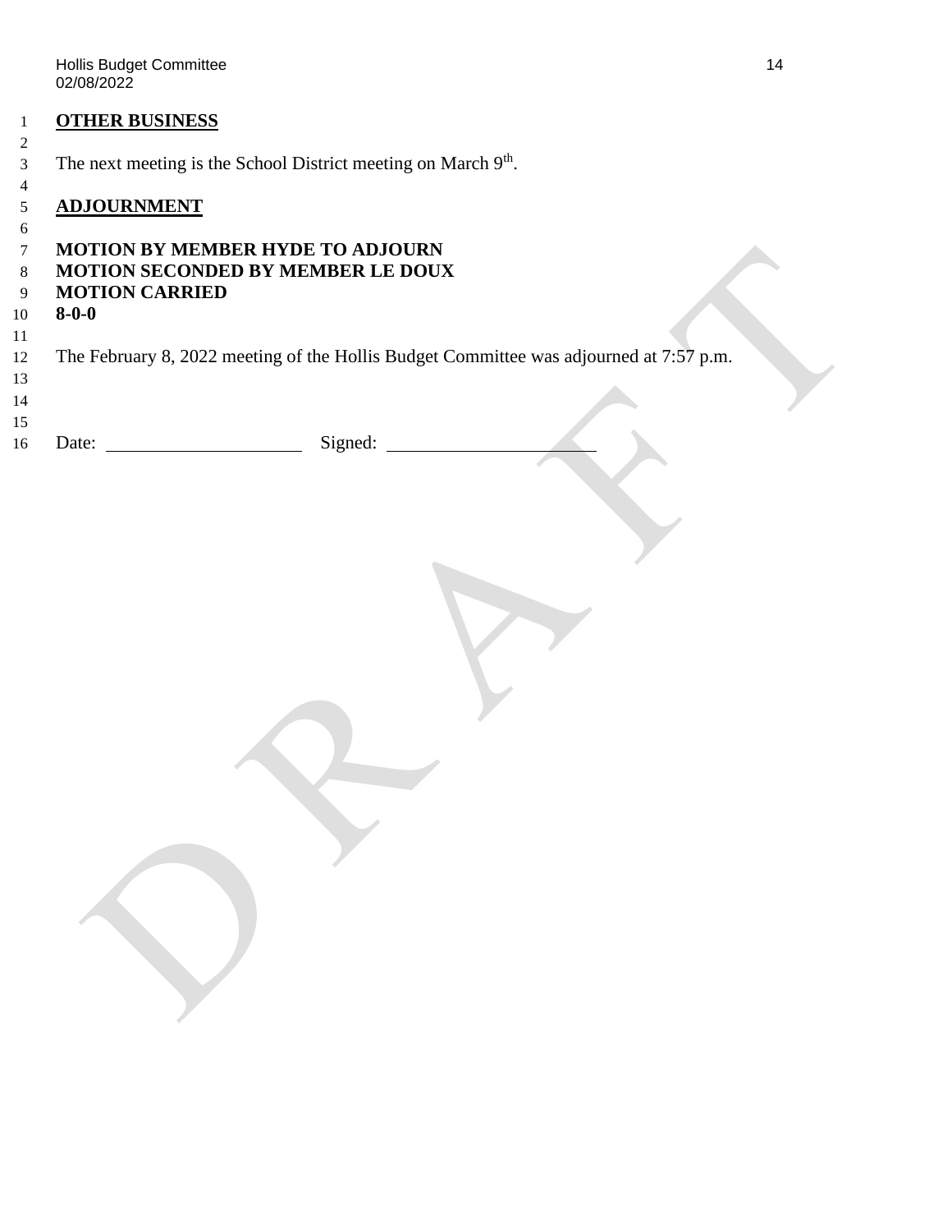## OTHER BUSINESS

The next meeting is the School District meeting on March 9th.

## ADJOURNMENT

**MOTION BY MEMBER HYDE TO ADJOURN**
**MOTION SECONDED BY MEMBER LE DOUX**
**MOTION CARRIED**
**8-0-0**

The February 8, 2022 meeting of the Hollis Budget Committee was adjourned at 7:57 p.m.

Date: ____________________ Signed: ____________________